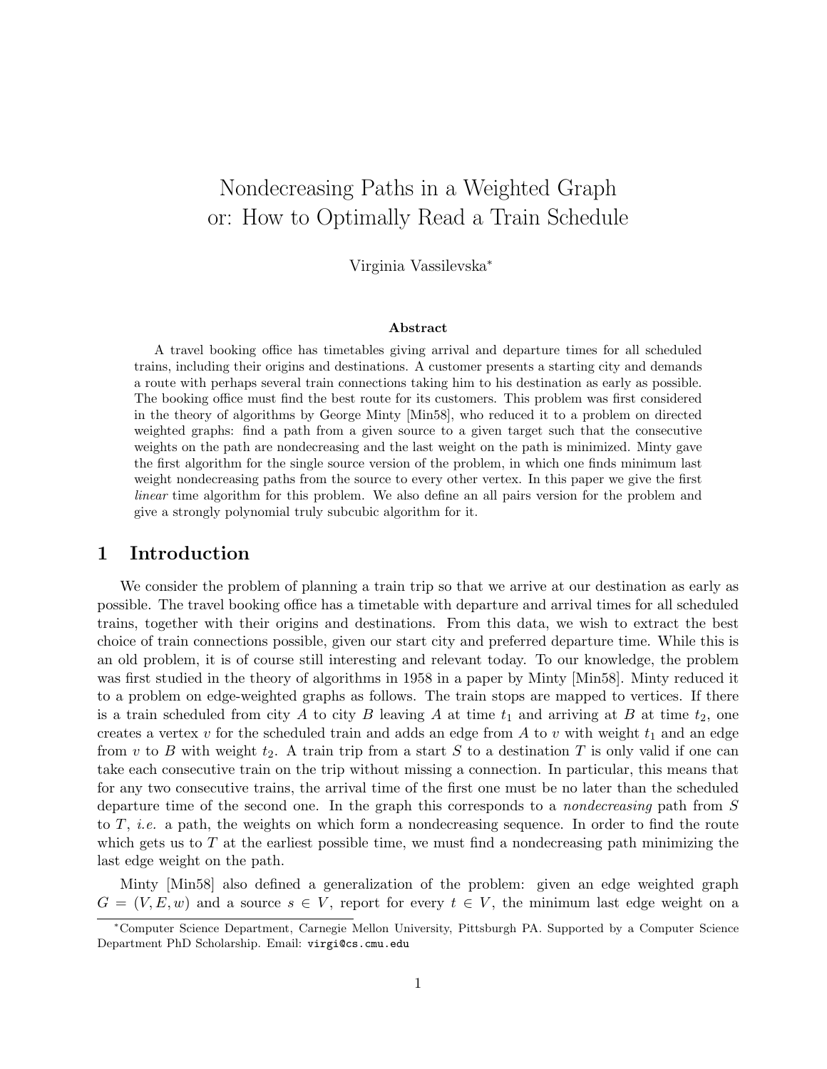# Nondecreasing Paths in a Weighted Graph or: How to Optimally Read a Train Schedule

Virginia Vassilevska*

### Abstract

A travel booking office has timetables giving arrival and departure times for all scheduled trains, including their origins and destinations. A customer presents a starting city and demands a route with perhaps several train connections taking him to his destination as early as possible. The booking office must find the best route for its customers. This problem was first considered in the theory of algorithms by George Minty [Min58], who reduced it to a problem on directed weighted graphs: find a path from a given source to a given target such that the consecutive weights on the path are nondecreasing and the last weight on the path is minimized. Minty gave the first algorithm for the single source version of the problem, in which one finds minimum last weight nondecreasing paths from the source to every other vertex. In this paper we give the first *linear* time algorithm for this problem. We also define an all pairs version for the problem and give a strongly polynomial truly subcubic algorithm for it.

## 1 Introduction

We consider the problem of planning a train trip so that we arrive at our destination as early as possible. The travel booking office has a timetable with departure and arrival times for all scheduled trains, together with their origins and destinations. From this data, we wish to extract the best choice of train connections possible, given our start city and preferred departure time. While this is an old problem, it is of course still interesting and relevant today. To our knowledge, the problem was first studied in the theory of algorithms in 1958 in a paper by Minty [Min58]. Minty reduced it to a problem on edge-weighted graphs as follows. The train stops are mapped to vertices. If there is a train scheduled from city $A$ to city $B$ leaving $A$ at time $t_1$ and arriving at $B$ at time $t_2$, one creates a vertex $v$ for the scheduled train and adds an edge from $A$ to $v$ with weight $t_1$ and an edge from $v$ to $B$ with weight $t_2$. A train trip from a start $S$ to a destination $T$ is only valid if one can take each consecutive train on the trip without missing a connection. In particular, this means that for any two consecutive trains, the arrival time of the first one must be no later than the scheduled departure time of the second one. In the graph this corresponds to a *nondecreasing* path from $S$ to $T$, *i.e.* a path, the weights on which form a nondecreasing sequence. In order to find the route which gets us to $T$ at the earliest possible time, we must find a nondecreasing path minimizing the last edge weight on the path.

Minty [Min58] also defined a generalization of the problem: given an edge weighted graph $G = (V, E, w)$ and a source $s \in V$, report for every $t \in V$, the minimum last edge weight on a

*Computer Science Department, Carnegie Mellon University, Pittsburgh PA. Supported by a Computer Science Department PhD Scholarship. Email: virgi@cs.cmu.edu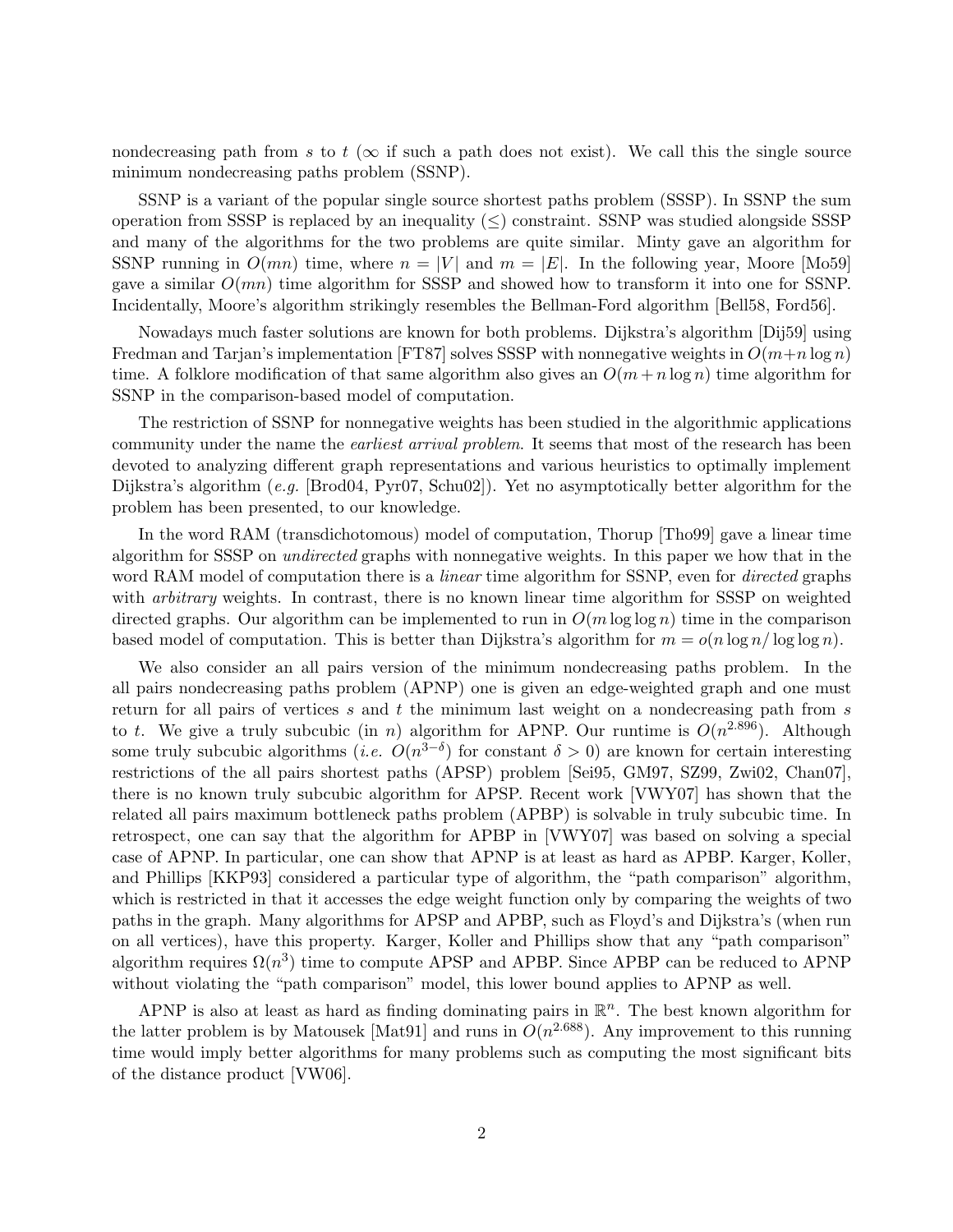nondecreasing path from $s$ to $t$ ($\infty$ if such a path does not exist). We call this the single source minimum nondecreasing paths problem (SSNP).

SSNP is a variant of the popular single source shortest paths problem (SSSP). In SSNP the sum operation from SSSP is replaced by an inequality ($\leq$) constraint. SSNP was studied alongside SSSP and many of the algorithms for the two problems are quite similar. Minty gave an algorithm for SSNP running in $O(mn)$ time, where $n = |V|$ and $m = |E|$. In the following year, Moore [Mo59] gave a similar $O(mn)$ time algorithm for SSSP and showed how to transform it into one for SSNP. Incidentally, Moore's algorithm strikingly resembles the Bellman-Ford algorithm [Bell58, Ford56].

Nowadays much faster solutions are known for both problems. Dijkstra's algorithm [Dij59] using Fredman and Tarjan's implementation [FT87] solves SSSP with nonnegative weights in $O(m+n \log n)$ time. A folklore modification of that same algorithm also gives an $O(m + n \log n)$ time algorithm for SSNP in the comparison-based model of computation.

The restriction of SSNP for nonnegative weights has been studied in the algorithmic applications community under the name the *earliest arrival problem*. It seems that most of the research has been devoted to analyzing different graph representations and various heuristics to optimally implement Dijkstra's algorithm (*e.g.* [Brod04, Pyr07, Schu02]). Yet no asymptotically better algorithm for the problem has been presented, to our knowledge.

In the word RAM (transdichotomous) model of computation, Thorup [Tho99] gave a linear time algorithm for SSSP on *undirected* graphs with nonnegative weights. In this paper we how that in the word RAM model of computation there is a *linear* time algorithm for SSNP, even for *directed* graphs with *arbitrary* weights. In contrast, there is no known linear time algorithm for SSSP on weighted directed graphs. Our algorithm can be implemented to run in $O(m \log \log n)$ time in the comparison based model of computation. This is better than Dijkstra's algorithm for $m = o(n \log n / \log \log n)$.

We also consider an all pairs version of the minimum nondecreasing paths problem. In the all pairs nondecreasing paths problem (APNP) one is given an edge-weighted graph and one must return for all pairs of vertices $s$ and $t$ the minimum last weight on a nondecreasing path from $s$ to $t$. We give a truly subcubic (in $n$) algorithm for APNP. Our runtime is $O(n^{2.896})$. Although some truly subcubic algorithms (*i.e.* $O(n^{3-\delta})$ for constant $\delta > 0$) are known for certain interesting restrictions of the all pairs shortest paths (APSP) problem [Sei95, GM97, SZ99, Zwi02, Chan07], there is no known truly subcubic algorithm for APSP. Recent work [VWY07] has shown that the related all pairs maximum bottleneck paths problem (APBP) is solvable in truly subcubic time. In retrospect, one can say that the algorithm for APBP in [VWY07] was based on solving a special case of APNP. In particular, one can show that APNP is at least as hard as APBP. Karger, Koller, and Phillips [KKP93] considered a particular type of algorithm, the "path comparison" algorithm, which is restricted in that it accesses the edge weight function only by comparing the weights of two paths in the graph. Many algorithms for APSP and APBP, such as Floyd's and Dijkstra's (when run on all vertices), have this property. Karger, Koller and Phillips show that any "path comparison" algorithm requires $\Omega(n^3)$ time to compute APSP and APBP. Since APBP can be reduced to APNP without violating the "path comparison" model, this lower bound applies to APNP as well.

APNP is also at least as hard as finding dominating pairs in $\mathbb{R}^n$. The best known algorithm for the latter problem is by Matousek [Mat91] and runs in $O(n^{2.688})$. Any improvement to this running time would imply better algorithms for many problems such as computing the most significant bits of the distance product [VW06].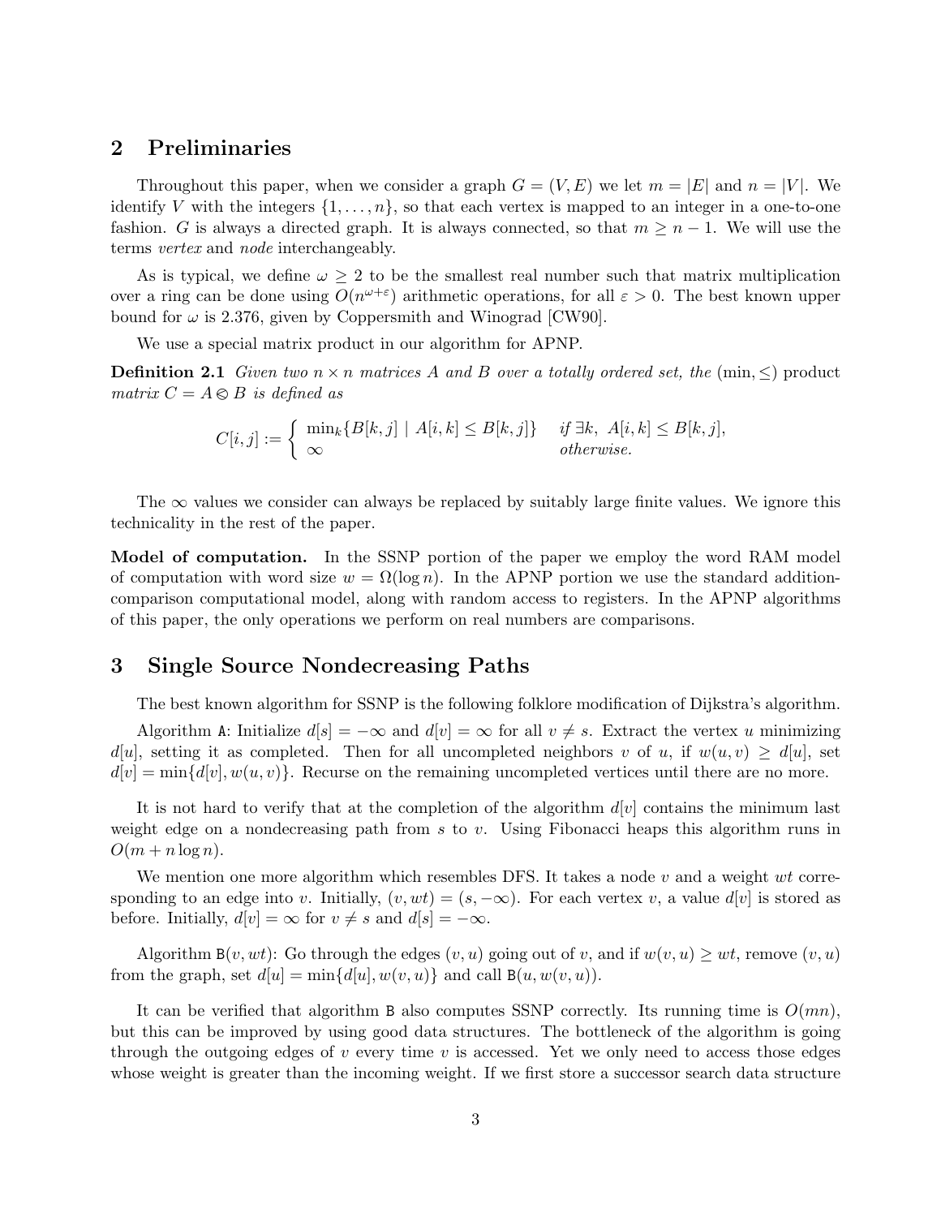## 2 Preliminaries

Throughout this paper, when we consider a graph $G = (V, E)$ we let $m = |E|$ and $n = |V|$. We identify $V$ with the integers $\{1, \dots, n\}$, so that each vertex is mapped to an integer in a one-to-one fashion. $G$ is always a directed graph. It is always connected, so that $m \geq n - 1$. We will use the terms *vertex* and *node* interchangeably.

As is typical, we define $\omega \geq 2$ to be the smallest real number such that matrix multiplication over a ring can be done using $O(n^{\omega+\varepsilon})$ arithmetic operations, for all $\varepsilon > 0$. The best known upper bound for $\omega$ is 2.376, given by Coppersmith and Winograd [CW90].

We use a special matrix product in our algorithm for APNP.

**Definition 2.1** *Given two $n \times n$ matrices $A$ and $B$ over a totally ordered set, the* $(\min, \leq)$ product *matrix $C = A \otimes B$ is defined as*

$$C[i,j] := \begin{cases} \min_k\{B[k,j] \mid A[i,k] \leq B[k,j]\} & \textit{if } \exists k,\ A[i,k] \leq B[k,j], \\ \infty & \textit{otherwise.} \end{cases}$$

The $\infty$ values we consider can always be replaced by suitably large finite values. We ignore this technicality in the rest of the paper.

**Model of computation.** In the SSNP portion of the paper we employ the word RAM model of computation with word size $w = \Omega(\log n)$. In the APNP portion we use the standard addition-comparison computational model, along with random access to registers. In the APNP algorithms of this paper, the only operations we perform on real numbers are comparisons.

## 3 Single Source Nondecreasing Paths

The best known algorithm for SSNP is the following folklore modification of Dijkstra's algorithm.

Algorithm `A`: Initialize $d[s] = -\infty$ and $d[v] = \infty$ for all $v \neq s$. Extract the vertex $u$ minimizing $d[u]$, setting it as completed. Then for all uncompleted neighbors $v$ of $u$, if $w(u, v) \geq d[u]$, set $d[v] = \min\{d[v], w(u, v)\}$. Recurse on the remaining uncompleted vertices until there are no more.

It is not hard to verify that at the completion of the algorithm $d[v]$ contains the minimum last weight edge on a nondecreasing path from $s$ to $v$. Using Fibonacci heaps this algorithm runs in $O(m + n \log n)$.

We mention one more algorithm which resembles DFS. It takes a node $v$ and a weight $wt$ corresponding to an edge into $v$. Initially, $(v, wt) = (s, -\infty)$. For each vertex $v$, a value $d[v]$ is stored as before. Initially, $d[v] = \infty$ for $v \neq s$ and $d[s] = -\infty$.

Algorithm `B`$(v, wt)$: Go through the edges $(v, u)$ going out of $v$, and if $w(v, u) \geq wt$, remove $(v, u)$ from the graph, set $d[u] = \min\{d[u], w(v, u)\}$ and call `B`$(u, w(v, u))$.

It can be verified that algorithm `B` also computes SSNP correctly. Its running time is $O(mn)$, but this can be improved by using good data structures. The bottleneck of the algorithm is going through the outgoing edges of $v$ every time $v$ is accessed. Yet we only need to access those edges whose weight is greater than the incoming weight. If we first store a successor search data structure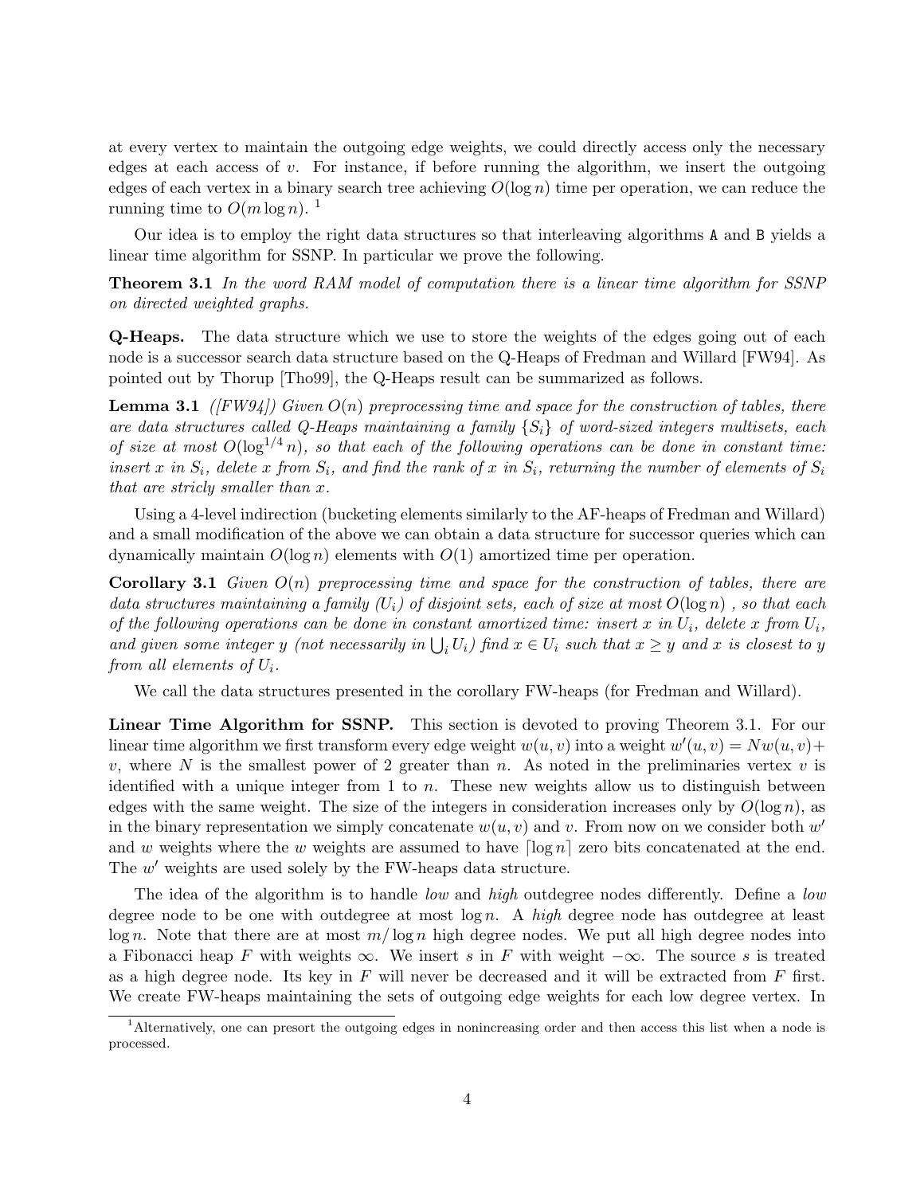at every vertex to maintain the outgoing edge weights, we could directly access only the necessary edges at each access of $v$. For instance, if before running the algorithm, we insert the outgoing edges of each vertex in a binary search tree achieving $O(\log n)$ time per operation, we can reduce the running time to $O(m \log n)$. [1]

Our idea is to employ the right data structures so that interleaving algorithms A and B yields a linear time algorithm for SSNP. In particular we prove the following.

**Theorem 3.1** *In the word RAM model of computation there is a linear time algorithm for SSNP on directed weighted graphs.*

**Q-Heaps.** The data structure which we use to store the weights of the edges going out of each node is a successor search data structure based on the Q-Heaps of Fredman and Willard [FW94]. As pointed out by Thorup [Tho99], the Q-Heaps result can be summarized as follows.

**Lemma 3.1** *([FW94]) Given $O(n)$ preprocessing time and space for the construction of tables, there are data structures called Q-Heaps maintaining a family $\{S_i\}$ of word-sized integers multisets, each of size at most $O(\log^{1/4} n)$, so that each of the following operations can be done in constant time: insert $x$ in $S_i$, delete $x$ from $S_i$, and find the rank of $x$ in $S_i$, returning the number of elements of $S_i$ that are stricly smaller than $x$.*

Using a 4-level indirection (bucketing elements similarly to the AF-heaps of Fredman and Willard) and a small modification of the above we can obtain a data structure for successor queries which can dynamically maintain $O(\log n)$ elements with $O(1)$ amortized time per operation.

**Corollary 3.1** *Given $O(n)$ preprocessing time and space for the construction of tables, there are data structures maintaining a family $(U_i)$ of disjoint sets, each of size at most $O(\log n)$ , so that each of the following operations can be done in constant amortized time: insert $x$ in $U_i$, delete $x$ from $U_i$, and given some integer $y$ (not necessarily in $\bigcup_i U_i$) find $x \in U_i$ such that $x \geq y$ and $x$ is closest to $y$ from all elements of $U_i$.*

We call the data structures presented in the corollary FW-heaps (for Fredman and Willard).

**Linear Time Algorithm for SSNP.** This section is devoted to proving Theorem 3.1. For our linear time algorithm we first transform every edge weight $w(u, v)$ into a weight $w'(u, v) = Nw(u, v) + v$, where $N$ is the smallest power of 2 greater than $n$. As noted in the preliminaries vertex $v$ is identified with a unique integer from 1 to $n$. These new weights allow us to distinguish between edges with the same weight. The size of the integers in consideration increases only by $O(\log n)$, as in the binary representation we simply concatenate $w(u, v)$ and $v$. From now on we consider both $w'$ and $w$ weights where the $w$ weights are assumed to have $\lceil \log n \rceil$ zero bits concatenated at the end. The $w'$ weights are used solely by the FW-heaps data structure.

The idea of the algorithm is to handle *low* and *high* outdegree nodes differently. Define a *low* degree node to be one with outdegree at most $\log n$. A *high* degree node has outdegree at least $\log n$. Note that there are at most $m/\log n$ high degree nodes. We put all high degree nodes into a Fibonacci heap $F$ with weights $\infty$. We insert $s$ in $F$ with weight $-\infty$. The source $s$ is treated as a high degree node. Its key in $F$ will never be decreased and it will be extracted from $F$ first. We create FW-heaps maintaining the sets of outgoing edge weights for each low degree vertex. In

[1] Alternatively, one can presort the outgoing edges in nonincreasing order and then access this list when a node is processed.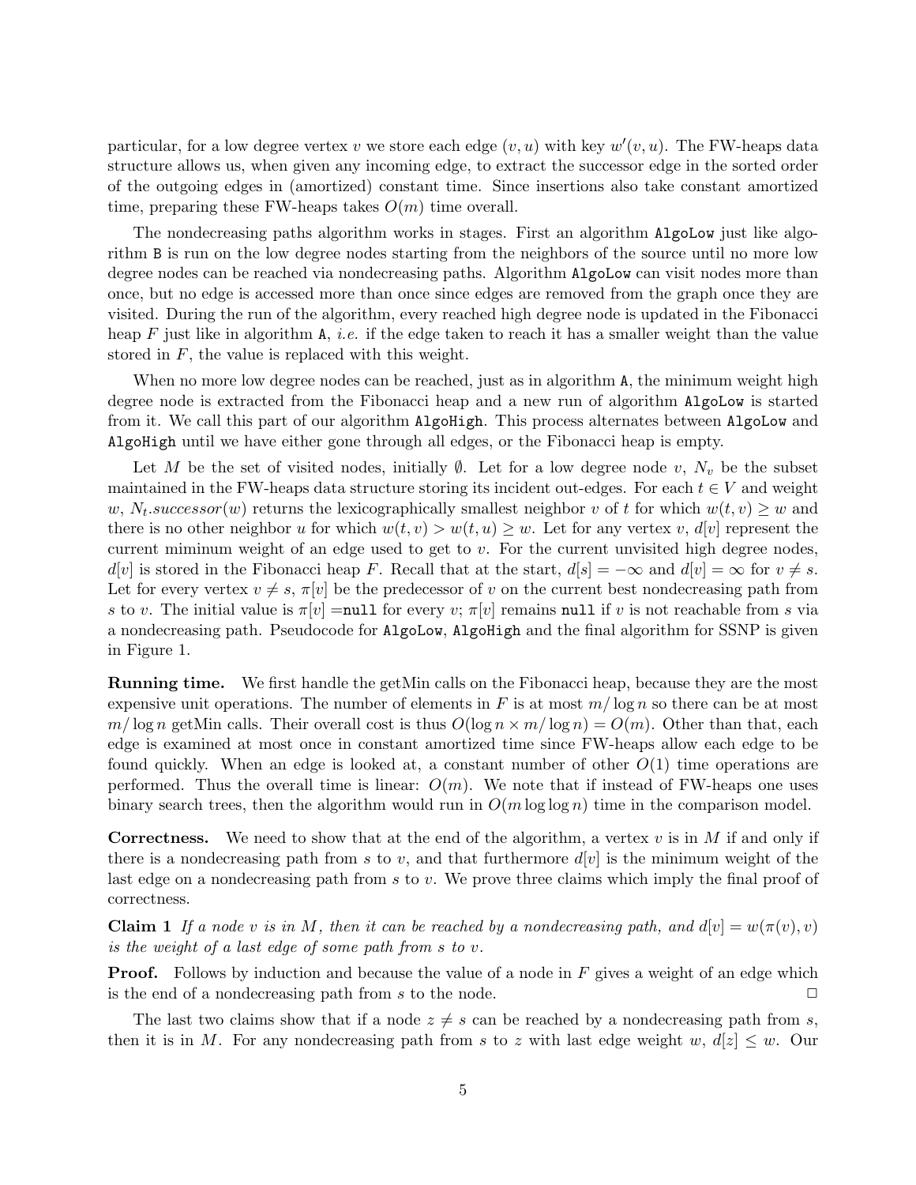particular, for a low degree vertex $v$ we store each edge $(v, u)$ with key $w'(v, u)$. The FW-heaps data structure allows us, when given any incoming edge, to extract the successor edge in the sorted order of the outgoing edges in (amortized) constant time. Since insertions also take constant amortized time, preparing these FW-heaps takes $O(m)$ time overall.

The nondecreasing paths algorithm works in stages. First an algorithm `AlgoLow` just like algorithm `B` is run on the low degree nodes starting from the neighbors of the source until no more low degree nodes can be reached via nondecreasing paths. Algorithm `AlgoLow` can visit nodes more than once, but no edge is accessed more than once since edges are removed from the graph once they are visited. During the run of the algorithm, every reached high degree node is updated in the Fibonacci heap $F$ just like in algorithm `A`, *i.e.* if the edge taken to reach it has a smaller weight than the value stored in $F$, the value is replaced with this weight.

When no more low degree nodes can be reached, just as in algorithm `A`, the minimum weight high degree node is extracted from the Fibonacci heap and a new run of algorithm `AlgoLow` is started from it. We call this part of our algorithm `AlgoHigh`. This process alternates between `AlgoLow` and `AlgoHigh` until we have either gone through all edges, or the Fibonacci heap is empty.

Let $M$ be the set of visited nodes, initially $\emptyset$. Let for a low degree node $v$, $N_v$ be the subset maintained in the FW-heaps data structure storing its incident out-edges. For each $t \in V$ and weight $w$, $N_t.successor(w)$ returns the lexicographically smallest neighbor $v$ of $t$ for which $w(t, v) \geq w$ and there is no other neighbor $u$ for which $w(t, v) > w(t, u) \geq w$. Let for any vertex $v$, $d[v]$ represent the current miminum weight of an edge used to get to $v$. For the current unvisited high degree nodes, $d[v]$ is stored in the Fibonacci heap $F$. Recall that at the start, $d[s] = -\infty$ and $d[v] = \infty$ for $v \neq s$. Let for every vertex $v \neq s$, $\pi[v]$ be the predecessor of $v$ on the current best nondecreasing path from $s$ to $v$. The initial value is $\pi[v]$ =`null` for every $v$; $\pi[v]$ remains `null` if $v$ is not reachable from $s$ via a nondecreasing path. Pseudocode for `AlgoLow`, `AlgoHigh` and the final algorithm for SSNP is given in Figure 1.

**Running time.** We first handle the getMin calls on the Fibonacci heap, because they are the most expensive unit operations. The number of elements in $F$ is at most $m/\log n$ so there can be at most $m/\log n$ getMin calls. Their overall cost is thus $O(\log n \times m/\log n) = O(m)$. Other than that, each edge is examined at most once in constant amortized time since FW-heaps allow each edge to be found quickly. When an edge is looked at, a constant number of other $O(1)$ time operations are performed. Thus the overall time is linear: $O(m)$. We note that if instead of FW-heaps one uses binary search trees, then the algorithm would run in $O(m \log \log n)$ time in the comparison model.

**Correctness.** We need to show that at the end of the algorithm, a vertex $v$ is in $M$ if and only if there is a nondecreasing path from $s$ to $v$, and that furthermore $d[v]$ is the minimum weight of the last edge on a nondecreasing path from $s$ to $v$. We prove three claims which imply the final proof of correctness.

**Claim 1** *If a node $v$ is in $M$, then it can be reached by a nondecreasing path, and $d[v] = w(\pi(v), v)$ is the weight of a last edge of some path from $s$ to $v$.*

**Proof.** Follows by induction and because the value of a node in $F$ gives a weight of an edge which is the end of a nondecreasing path from $s$ to the node. □

The last two claims show that if a node $z \neq s$ can be reached by a nondecreasing path from $s$, then it is in $M$. For any nondecreasing path from $s$ to $z$ with last edge weight $w$, $d[z] \leq w$. Our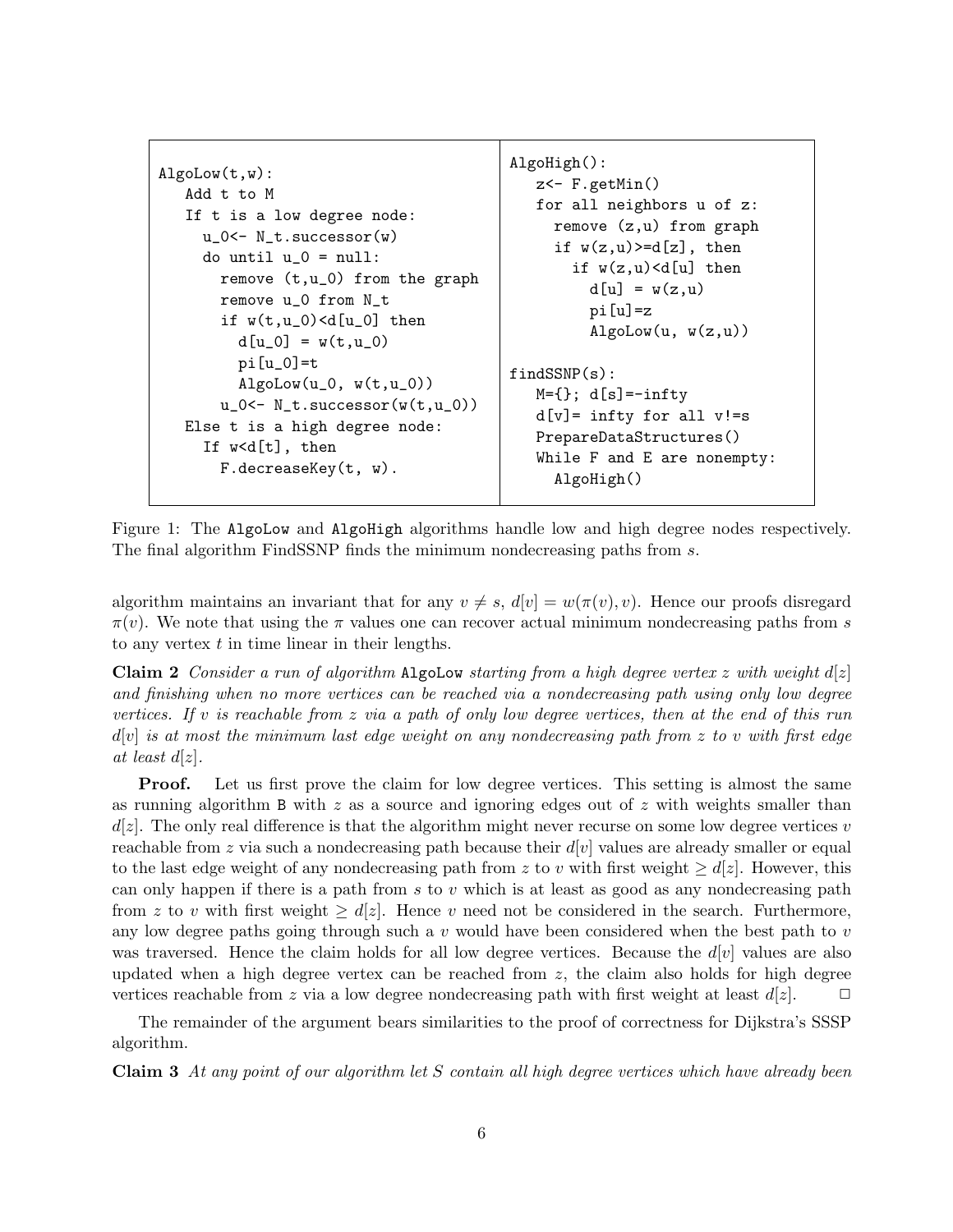```
AlgoLow(t,w):
   Add t to M
   If t is a low degree node:
     u_0<- N_t.successor(w)
     do until u_0 = null:
       remove (t,u_0) from the graph
       remove u_0 from N_t
       if w(t,u_0)<d[u_0] then
         d[u_0] = w(t,u_0)
         pi[u_0]=t
         AlgoLow(u_0, w(t,u_0))
       u_0<- N_t.successor(w(t,u_0))
   Else t is a high degree node:
     If w<d[t], then
       F.decreaseKey(t, w).
```

```
AlgoHigh():
   z<- F.getMin()
   for all neighbors u of z:
     remove (z,u) from graph
     if w(z,u)>=d[z], then
       if w(z,u)<d[u] then
         d[u] = w(z,u)
         pi[u]=z
         AlgoLow(u, w(z,u))

findSSNP(s):
   M={}; d[s]=-infty
   d[v]= infty for all v!=s
   PrepareDataStructures()
   While F and E are nonempty:
     AlgoHigh()
```

Figure 1: The AlgoLow and AlgoHigh algorithms handle low and high degree nodes respectively. The final algorithm FindSSNP finds the minimum nondecreasing paths from $s$.

algorithm maintains an invariant that for any $v \neq s$, $d[v] = w(\pi(v), v)$. Hence our proofs disregard $\pi(v)$. We note that using the $\pi$ values one can recover actual minimum nondecreasing paths from $s$ to any vertex $t$ in time linear in their lengths.

**Claim 2** *Consider a run of algorithm* AlgoLow *starting from a high degree vertex $z$ with weight $d[z]$ and finishing when no more vertices can be reached via a nondecreasing path using only low degree vertices. If $v$ is reachable from $z$ via a path of only low degree vertices, then at the end of this run $d[v]$ is at most the minimum last edge weight on any nondecreasing path from $z$ to $v$ with first edge at least $d[z]$.*

**Proof.** Let us first prove the claim for low degree vertices. This setting is almost the same as running algorithm B with $z$ as a source and ignoring edges out of $z$ with weights smaller than $d[z]$. The only real difference is that the algorithm might never recurse on some low degree vertices $v$ reachable from $z$ via such a nondecreasing path because their $d[v]$ values are already smaller or equal to the last edge weight of any nondecreasing path from $z$ to $v$ with first weight $\geq d[z]$. However, this can only happen if there is a path from $s$ to $v$ which is at least as good as any nondecreasing path from $z$ to $v$ with first weight $\geq d[z]$. Hence $v$ need not be considered in the search. Furthermore, any low degree paths going through such a $v$ would have been considered when the best path to $v$ was traversed. Hence the claim holds for all low degree vertices. Because the $d[v]$ values are also updated when a high degree vertex can be reached from $z$, the claim also holds for high degree vertices reachable from $z$ via a low degree nondecreasing path with first weight at least $d[z]$. □

The remainder of the argument bears similarities to the proof of correctness for Dijkstra's SSSP algorithm.

**Claim 3** *At any point of our algorithm let $S$ contain all high degree vertices which have already been*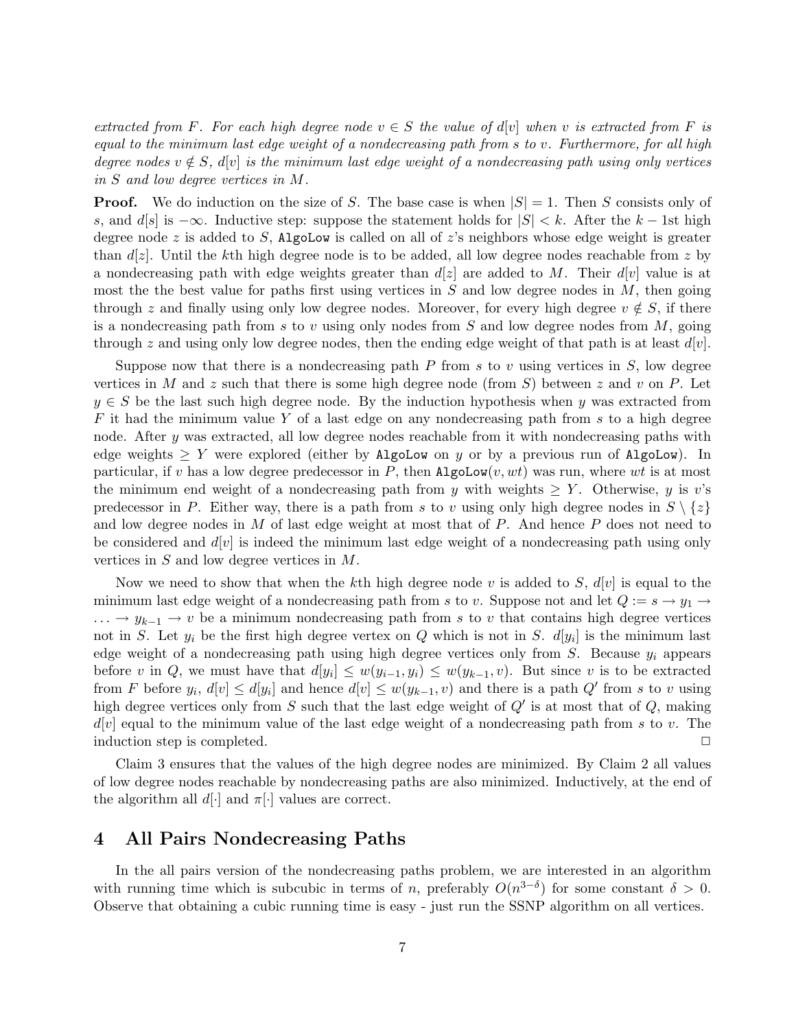*extracted from $F$. For each high degree node $v \in S$ the value of $d[v]$ when $v$ is extracted from $F$ is equal to the minimum last edge weight of a nondecreasing path from $s$ to $v$. Furthermore, for all high degree nodes $v \notin S$, $d[v]$ is the minimum last edge weight of a nondecreasing path using only vertices in $S$ and low degree vertices in $M$.*

**Proof.** We do induction on the size of $S$. The base case is when $|S| = 1$. Then $S$ consists only of $s$, and $d[s]$ is $-\infty$. Inductive step: suppose the statement holds for $|S| < k$. After the $k-1$st high degree node $z$ is added to $S$, `AlgoLow` is called on all of $z$'s neighbors whose edge weight is greater than $d[z]$. Until the $k$th high degree node is to be added, all low degree nodes reachable from $z$ by a nondecreasing path with edge weights greater than $d[z]$ are added to $M$. Their $d[v]$ value is at most the the best value for paths first using vertices in $S$ and low degree nodes in $M$, then going through $z$ and finally using only low degree nodes. Moreover, for every high degree $v \notin S$, if there is a nondecreasing path from $s$ to $v$ using only nodes from $S$ and low degree nodes from $M$, going through $z$ and using only low degree nodes, then the ending edge weight of that path is at least $d[v]$.

Suppose now that there is a nondecreasing path $P$ from $s$ to $v$ using vertices in $S$, low degree vertices in $M$ and $z$ such that there is some high degree node (from $S$) between $z$ and $v$ on $P$. Let $y \in S$ be the last such high degree node. By the induction hypothesis when $y$ was extracted from $F$ it had the minimum value $Y$ of a last edge on any nondecreasing path from $s$ to a high degree node. After $y$ was extracted, all low degree nodes reachable from it with nondecreasing paths with edge weights $\geq Y$ were explored (either by `AlgoLow` on $y$ or by a previous run of `AlgoLow`). In particular, if $v$ has a low degree predecessor in $P$, then `AlgoLow`$(v, wt)$ was run, where $wt$ is at most the minimum end weight of a nondecreasing path from $y$ with weights $\geq Y$. Otherwise, $y$ is $v$'s predecessor in $P$. Either way, there is a path from $s$ to $v$ using only high degree nodes in $S \setminus \{z\}$ and low degree nodes in $M$ of last edge weight at most that of $P$. And hence $P$ does not need to be considered and $d[v]$ is indeed the minimum last edge weight of a nondecreasing path using only vertices in $S$ and low degree vertices in $M$.

Now we need to show that when the $k$th high degree node $v$ is added to $S$, $d[v]$ is equal to the minimum last edge weight of a nondecreasing path from $s$ to $v$. Suppose not and let $Q := s \rightarrow y_1 \rightarrow \ldots \rightarrow y_{k-1} \rightarrow v$ be a minimum nondecreasing path from $s$ to $v$ that contains high degree vertices not in $S$. Let $y_i$ be the first high degree vertex on $Q$ which is not in $S$. $d[y_i]$ is the minimum last edge weight of a nondecreasing path using high degree vertices only from $S$. Because $y_i$ appears before $v$ in $Q$, we must have that $d[y_i] \leq w(y_{i-1}, y_i) \leq w(y_{k-1}, v)$. But since $v$ is to be extracted from $F$ before $y_i$, $d[v] \leq d[y_i]$ and hence $d[v] \leq w(y_{k-1}, v)$ and there is a path $Q'$ from $s$ to $v$ using high degree vertices only from $S$ such that the last edge weight of $Q'$ is at most that of $Q$, making $d[v]$ equal to the minimum value of the last edge weight of a nondecreasing path from $s$ to $v$. The induction step is completed. □

Claim 3 ensures that the values of the high degree nodes are minimized. By Claim 2 all values of low degree nodes reachable by nondecreasing paths are also minimized. Inductively, at the end of the algorithm all $d[\cdot]$ and $\pi[\cdot]$ values are correct.

## 4 All Pairs Nondecreasing Paths

In the all pairs version of the nondecreasing paths problem, we are interested in an algorithm with running time which is subcubic in terms of $n$, preferably $O(n^{3-\delta})$ for some constant $\delta > 0$. Observe that obtaining a cubic running time is easy - just run the SSNP algorithm on all vertices.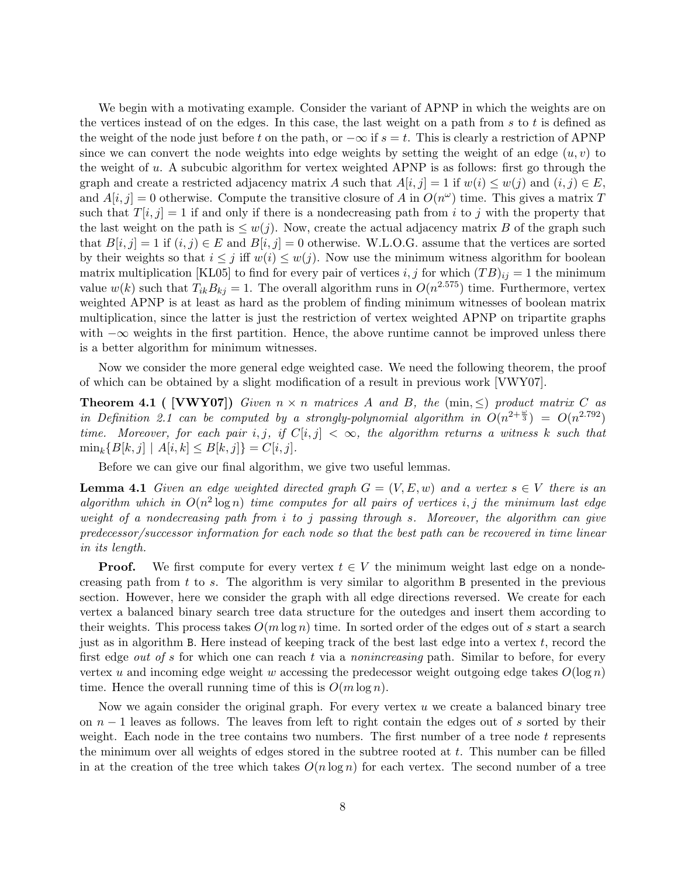We begin with a motivating example. Consider the variant of APNP in which the weights are on the vertices instead of on the edges. In this case, the last weight on a path from $s$ to $t$ is defined as the weight of the node just before $t$ on the path, or $-\infty$ if $s = t$. This is clearly a restriction of APNP since we can convert the node weights into edge weights by setting the weight of an edge $(u, v)$ to the weight of $u$. A subcubic algorithm for vertex weighted APNP is as follows: first go through the graph and create a restricted adjacency matrix $A$ such that $A[i, j] = 1$ if $w(i) \leq w(j)$ and $(i, j) \in E$, and $A[i, j] = 0$ otherwise. Compute the transitive closure of $A$ in $O(n^\omega)$ time. This gives a matrix $T$ such that $T[i, j] = 1$ if and only if there is a nondecreasing path from $i$ to $j$ with the property that the last weight on the path is $\leq w(j)$. Now, create the actual adjacency matrix $B$ of the graph such that $B[i, j] = 1$ if $(i, j) \in E$ and $B[i, j] = 0$ otherwise. W.L.O.G. assume that the vertices are sorted by their weights so that $i \leq j$ iff $w(i) \leq w(j)$. Now use the minimum witness algorithm for boolean matrix multiplication [KL05] to find for every pair of vertices $i, j$ for which $(TB)_{ij} = 1$ the minimum value $w(k)$ such that $T_{ik}B_{kj} = 1$. The overall algorithm runs in $O(n^{2.575})$ time. Furthermore, vertex weighted APNP is at least as hard as the problem of finding minimum witnesses of boolean matrix multiplication, since the latter is just the restriction of vertex weighted APNP on tripartite graphs with $-\infty$ weights in the first partition. Hence, the above runtime cannot be improved unless there is a better algorithm for minimum witnesses.

Now we consider the more general edge weighted case. We need the following theorem, the proof of which can be obtained by a slight modification of a result in previous work [VWY07].

**Theorem 4.1 ( [VWY07])** *Given $n \times n$ matrices $A$ and $B$, the $(\min, \leq)$ product matrix $C$ as in Definition 2.1 can be computed by a strongly-polynomial algorithm in $O(n^{2+\frac{\omega}{3}}) = O(n^{2.792})$ time. Moreover, for each pair $i, j$, if $C[i, j] < \infty$, the algorithm returns a witness $k$ such that $\min_k\{B[k, j] \mid A[i, k] \leq B[k, j]\} = C[i, j]$.*

Before we can give our final algorithm, we give two useful lemmas.

**Lemma 4.1** *Given an edge weighted directed graph $G = (V, E, w)$ and a vertex $s \in V$ there is an algorithm which in $O(n^2 \log n)$ time computes for all pairs of vertices $i, j$ the minimum last edge weight of a nondecreasing path from $i$ to $j$ passing through $s$. Moreover, the algorithm can give predecessor/successor information for each node so that the best path can be recovered in time linear in its length.*

**Proof.** We first compute for every vertex $t \in V$ the minimum weight last edge on a nondecreasing path from $t$ to $s$. The algorithm is very similar to algorithm `B` presented in the previous section. However, here we consider the graph with all edge directions reversed. We create for each vertex a balanced binary search tree data structure for the outedges and insert them according to their weights. This process takes $O(m \log n)$ time. In sorted order of the edges out of $s$ start a search just as in algorithm `B`. Here instead of keeping track of the best last edge into a vertex $t$, record the first edge *out of* $s$ for which one can reach $t$ via a *nonincreasing* path. Similar to before, for every vertex $u$ and incoming edge weight $w$ accessing the predecessor weight outgoing edge takes $O(\log n)$ time. Hence the overall running time of this is $O(m \log n)$.

Now we again consider the original graph. For every vertex $u$ we create a balanced binary tree on $n - 1$ leaves as follows. The leaves from left to right contain the edges out of $s$ sorted by their weight. Each node in the tree contains two numbers. The first number of a tree node $t$ represents the minimum over all weights of edges stored in the subtree rooted at $t$. This number can be filled in at the creation of the tree which takes $O(n \log n)$ for each vertex. The second number of a tree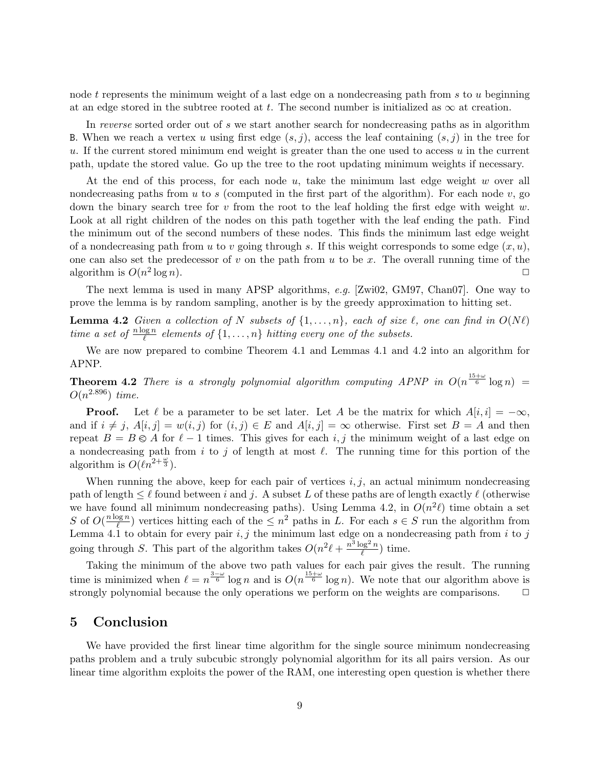node $t$ represents the minimum weight of a last edge on a nondecreasing path from $s$ to $u$ beginning at an edge stored in the subtree rooted at $t$. The second number is initialized as $\infty$ at creation.

In *reverse* sorted order out of $s$ we start another search for nondecreasing paths as in algorithm B. When we reach a vertex $u$ using first edge $(s,j)$, access the leaf containing $(s,j)$ in the tree for $u$. If the current stored minimum end weight is greater than the one used to access $u$ in the current path, update the stored value. Go up the tree to the root updating minimum weights if necessary.

At the end of this process, for each node $u$, take the minimum last edge weight $w$ over all nondecreasing paths from $u$ to $s$ (computed in the first part of the algorithm). For each node $v$, go down the binary search tree for $v$ from the root to the leaf holding the first edge with weight $w$. Look at all right children of the nodes on this path together with the leaf ending the path. Find the minimum out of the second numbers of these nodes. This finds the minimum last edge weight of a nondecreasing path from $u$ to $v$ going through $s$. If this weight corresponds to some edge $(x,u)$, one can also set the predecessor of $v$ on the path from $u$ to be $x$. The overall running time of the algorithm is $O(n^2 \log n)$. □

The next lemma is used in many APSP algorithms, *e.g.* [Zwi02, GM97, Chan07]. One way to prove the lemma is by random sampling, another is by the greedy approximation to hitting set.

**Lemma 4.2** *Given a collection of $N$ subsets of $\{1,\ldots,n\}$, each of size $\ell$, one can find in $O(N\ell)$ time a set of $\frac{n \log n}{\ell}$ elements of $\{1,\ldots,n\}$ hitting every one of the subsets.*

We are now prepared to combine Theorem 4.1 and Lemmas 4.1 and 4.2 into an algorithm for APNP.

**Theorem 4.2** *There is a strongly polynomial algorithm computing APNP in $O(n^{\frac{15+\omega}{6}} \log n) = O(n^{2.896})$ time.*

**Proof.** Let $\ell$ be a parameter to be set later. Let $A$ be the matrix for which $A[i,i] = -\infty$, and if $i \neq j$, $A[i,j] = w(i,j)$ for $(i,j) \in E$ and $A[i,j] = \infty$ otherwise. First set $B = A$ and then repeat $B = B \circledS A$ for $\ell - 1$ times. This gives for each $i,j$ the minimum weight of a last edge on a nondecreasing path from $i$ to $j$ of length at most $\ell$. The running time for this portion of the algorithm is $O(\ell n^{2+\frac{\omega}{3}})$.

When running the above, keep for each pair of vertices $i,j$, an actual minimum nondecreasing path of length $\leq \ell$ found between $i$ and $j$. A subset $L$ of these paths are of length exactly $\ell$ (otherwise we have found all minimum nondecreasing paths). Using Lemma 4.2, in $O(n^2\ell)$ time obtain a set $S$ of $O(\frac{n \log n}{\ell})$ vertices hitting each of the $\leq n^2$ paths in $L$. For each $s \in S$ run the algorithm from Lemma 4.1 to obtain for every pair $i,j$ the minimum last edge on a nondecreasing path from $i$ to $j$ going through $S$. This part of the algorithm takes $O(n^2\ell + \frac{n^3 \log^2 n}{\ell})$ time.

Taking the minimum of the above two path values for each pair gives the result. The running time is minimized when $\ell = n^{\frac{3-\omega}{6}} \log n$ and is $O(n^{\frac{15+\omega}{6}} \log n)$. We note that our algorithm above is strongly polynomial because the only operations we perform on the weights are comparisons. □

## 5 Conclusion

We have provided the first linear time algorithm for the single source minimum nondecreasing paths problem and a truly subcubic strongly polynomial algorithm for its all pairs version. As our linear time algorithm exploits the power of the RAM, one interesting open question is whether there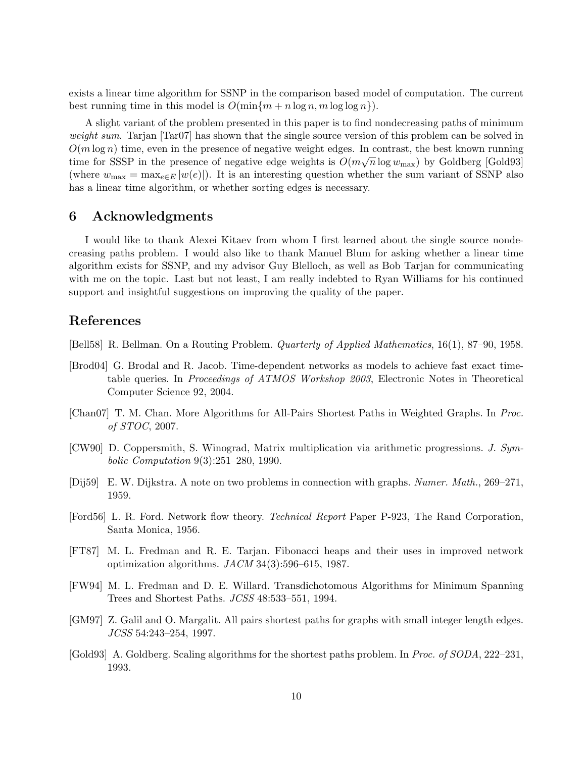exists a linear time algorithm for SSNP in the comparison based model of computation. The current best running time in this model is $O(\min\{m + n \log n, m \log \log n\})$.

A slight variant of the problem presented in this paper is to find nondecreasing paths of minimum *weight sum*. Tarjan [Tar07] has shown that the single source version of this problem can be solved in $O(m \log n)$ time, even in the presence of negative weight edges. In contrast, the best known running time for SSSP in the presence of negative edge weights is $O(m\sqrt{n} \log w_{\max})$ by Goldberg [Gold93] (where $w_{\max} = \max_{e \in E} |w(e)|$). It is an interesting question whether the sum variant of SSNP also has a linear time algorithm, or whether sorting edges is necessary.

## 6 Acknowledgments

I would like to thank Alexei Kitaev from whom I first learned about the single source nondecreasing paths problem. I would also like to thank Manuel Blum for asking whether a linear time algorithm exists for SSNP, and my advisor Guy Blelloch, as well as Bob Tarjan for communicating with me on the topic. Last but not least, I am really indebted to Ryan Williams for his continued support and insightful suggestions on improving the quality of the paper.

## References

[Bell58] R. Bellman. On a Routing Problem. *Quarterly of Applied Mathematics*, 16(1), 87–90, 1958.

[Brod04] G. Brodal and R. Jacob. Time-dependent networks as models to achieve fast exact time-table queries. In *Proceedings of ATMOS Workshop 2003*, Electronic Notes in Theoretical Computer Science 92, 2004.

[Chan07] T. M. Chan. More Algorithms for All-Pairs Shortest Paths in Weighted Graphs. In *Proc. of STOC*, 2007.

[CW90] D. Coppersmith, S. Winograd, Matrix multiplication via arithmetic progressions. *J. Symbolic Computation* 9(3):251–280, 1990.

[Dij59] E. W. Dijkstra. A note on two problems in connection with graphs. *Numer. Math.*, 269–271, 1959.

[Ford56] L. R. Ford. Network flow theory. *Technical Report* Paper P-923, The Rand Corporation, Santa Monica, 1956.

[FT87] M. L. Fredman and R. E. Tarjan. Fibonacci heaps and their uses in improved network optimization algorithms. *JACM* 34(3):596–615, 1987.

[FW94] M. L. Fredman and D. E. Willard. Transdichotomous Algorithms for Minimum Spanning Trees and Shortest Paths. *JCSS* 48:533–551, 1994.

[GM97] Z. Galil and O. Margalit. All pairs shortest paths for graphs with small integer length edges. *JCSS* 54:243–254, 1997.

[Gold93] A. Goldberg. Scaling algorithms for the shortest paths problem. In *Proc. of SODA*, 222–231, 1993.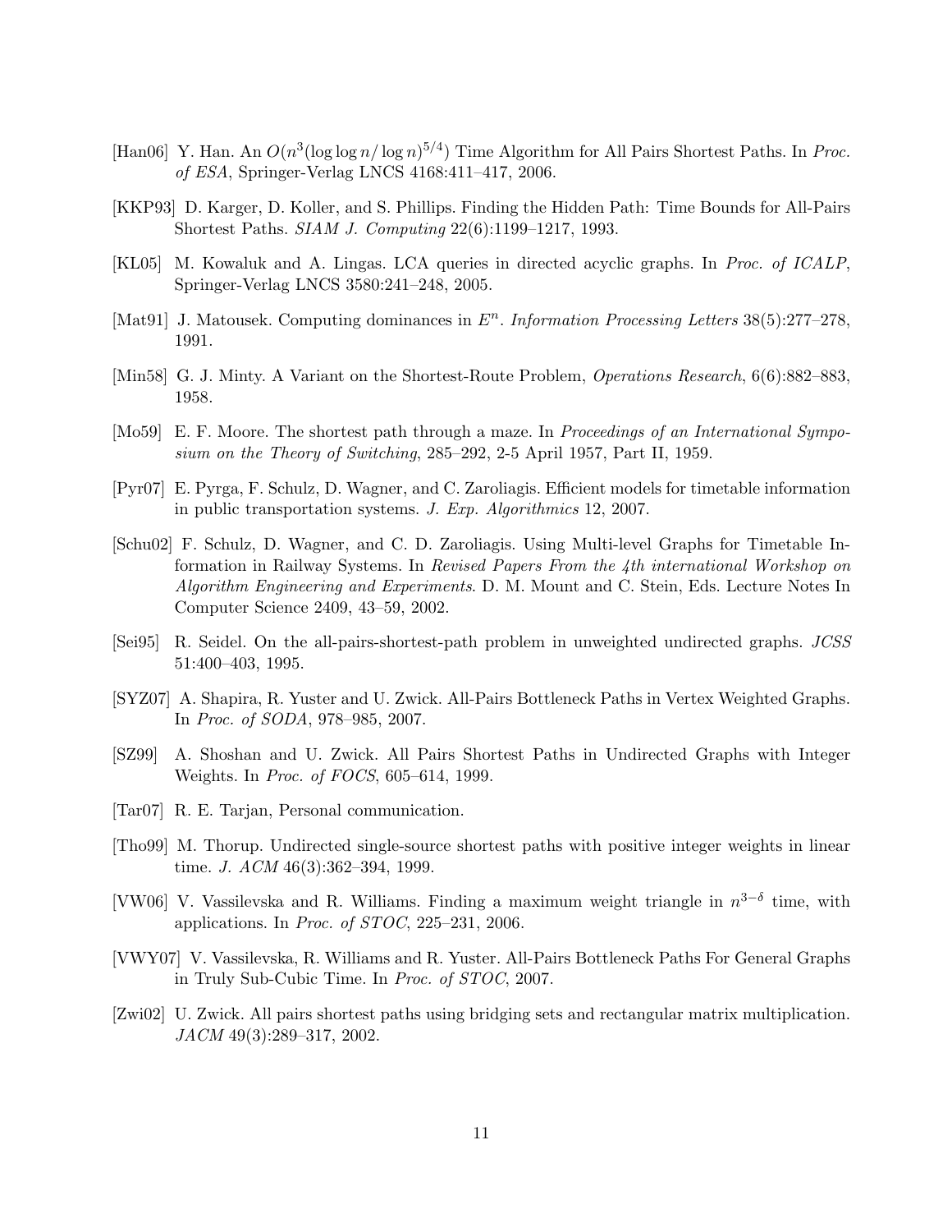[Han06] Y. Han. An $O(n^3(\log\log n/\log n)^{5/4})$ Time Algorithm for All Pairs Shortest Paths. In *Proc. of ESA*, Springer-Verlag LNCS 4168:411–417, 2006.

[KKP93] D. Karger, D. Koller, and S. Phillips. Finding the Hidden Path: Time Bounds for All-Pairs Shortest Paths. *SIAM J. Computing* 22(6):1199–1217, 1993.

[KL05] M. Kowaluk and A. Lingas. LCA queries in directed acyclic graphs. In *Proc. of ICALP*, Springer-Verlag LNCS 3580:241–248, 2005.

[Mat91] J. Matousek. Computing dominances in $E^n$. *Information Processing Letters* 38(5):277–278, 1991.

[Min58] G. J. Minty. A Variant on the Shortest-Route Problem, *Operations Research*, 6(6):882–883, 1958.

[Mo59] E. F. Moore. The shortest path through a maze. In *Proceedings of an International Symposium on the Theory of Switching*, 285–292, 2-5 April 1957, Part II, 1959.

[Pyr07] E. Pyrga, F. Schulz, D. Wagner, and C. Zaroliagis. Efficient models for timetable information in public transportation systems. *J. Exp. Algorithmics* 12, 2007.

[Schu02] F. Schulz, D. Wagner, and C. D. Zaroliagis. Using Multi-level Graphs for Timetable Information in Railway Systems. In *Revised Papers From the 4th international Workshop on Algorithm Engineering and Experiments*. D. M. Mount and C. Stein, Eds. Lecture Notes In Computer Science 2409, 43–59, 2002.

[Sei95] R. Seidel. On the all-pairs-shortest-path problem in unweighted undirected graphs. *JCSS* 51:400–403, 1995.

[SYZ07] A. Shapira, R. Yuster and U. Zwick. All-Pairs Bottleneck Paths in Vertex Weighted Graphs. In *Proc. of SODA*, 978–985, 2007.

[SZ99] A. Shoshan and U. Zwick. All Pairs Shortest Paths in Undirected Graphs with Integer Weights. In *Proc. of FOCS*, 605–614, 1999.

[Tar07] R. E. Tarjan, Personal communication.

[Tho99] M. Thorup. Undirected single-source shortest paths with positive integer weights in linear time. *J. ACM* 46(3):362–394, 1999.

[VW06] V. Vassilevska and R. Williams. Finding a maximum weight triangle in $n^{3-\delta}$ time, with applications. In *Proc. of STOC*, 225–231, 2006.

[VWY07] V. Vassilevska, R. Williams and R. Yuster. All-Pairs Bottleneck Paths For General Graphs in Truly Sub-Cubic Time. In *Proc. of STOC*, 2007.

[Zwi02] U. Zwick. All pairs shortest paths using bridging sets and rectangular matrix multiplication. *JACM* 49(3):289–317, 2002.